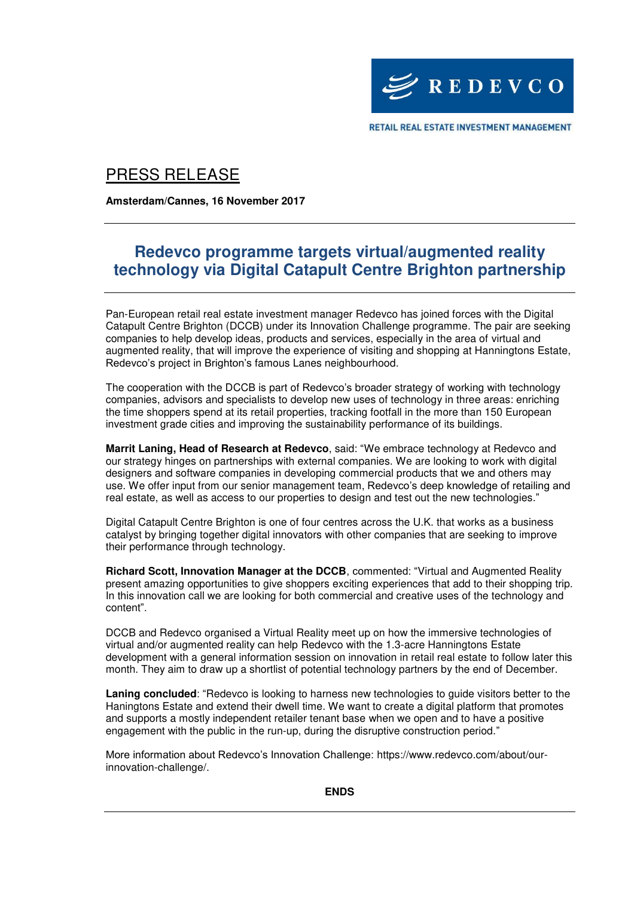REDEVCO

RETAIL REAL ESTATE INVESTMENT MANAGEMENT

PRESS RELEASE

**Amsterdam/Cannes, 16 November 2017**

# Redevco programme targets virtual/augmented reality technology via Digital Catapult Centre Brighton partnership

Pan-European retail real estate investment manager Redevco has joined forces with the Digital Catapult Centre Brighton (DCCB) under its Innovation Challenge programme. The pair are seeking companies to help develop ideas, products and services, especially in the area of virtual and augmented reality, that will improve the experience of visiting and shopping at Hanningtons Estate, Redevco's project in Brighton's famous Lanes neighbourhood.

The cooperation with the DCCB is part of Redevco's broader strategy of working with technology companies, advisors and specialists to develop new uses of technology in three areas: enriching the time shoppers spend at its retail properties, tracking footfall in the more than 150 European investment grade cities and improving the sustainability performance of its buildings.

**Marrit Laning, Head of Research at Redevco**, said: "We embrace technology at Redevco and our strategy hinges on partnerships with external companies. We are looking to work with digital designers and software companies in developing commercial products that we and others may use. We offer input from our senior management team, Redevco's deep knowledge of retailing and real estate, as well as access to our properties to design and test out the new technologies."

Digital Catapult Centre Brighton is one of four centres across the U.K. that works as a business catalyst by bringing together digital innovators with other companies that are seeking to improve their performance through technology.

**Richard Scott, Innovation Manager at the DCCB**, commented: "Virtual and Augmented Reality present amazing opportunities to give shoppers exciting experiences that add to their shopping trip. In this innovation call we are looking for both commercial and creative uses of the technology and content".

DCCB and Redevco organised a Virtual Reality meet up on how the immersive technologies of virtual and/or augmented reality can help Redevco with the 1.3-acre Hanningtons Estate development with a general information session on innovation in retail real estate to follow later this month. They aim to draw up a shortlist of potential technology partners by the end of December.

**Laning concluded**: "Redevco is looking to harness new technologies to guide visitors better to the Hanningtons Estate and extend their dwell time. We want to create a digital platform that promotes and supports a mostly independent retailer tenant base when we open and to have a positive engagement with the public in the run-up, during the disruptive construction period."

More information about Redevco's Innovation Challenge: https://www.redevco.com/about/our-innovation-challenge/.

**ENDS**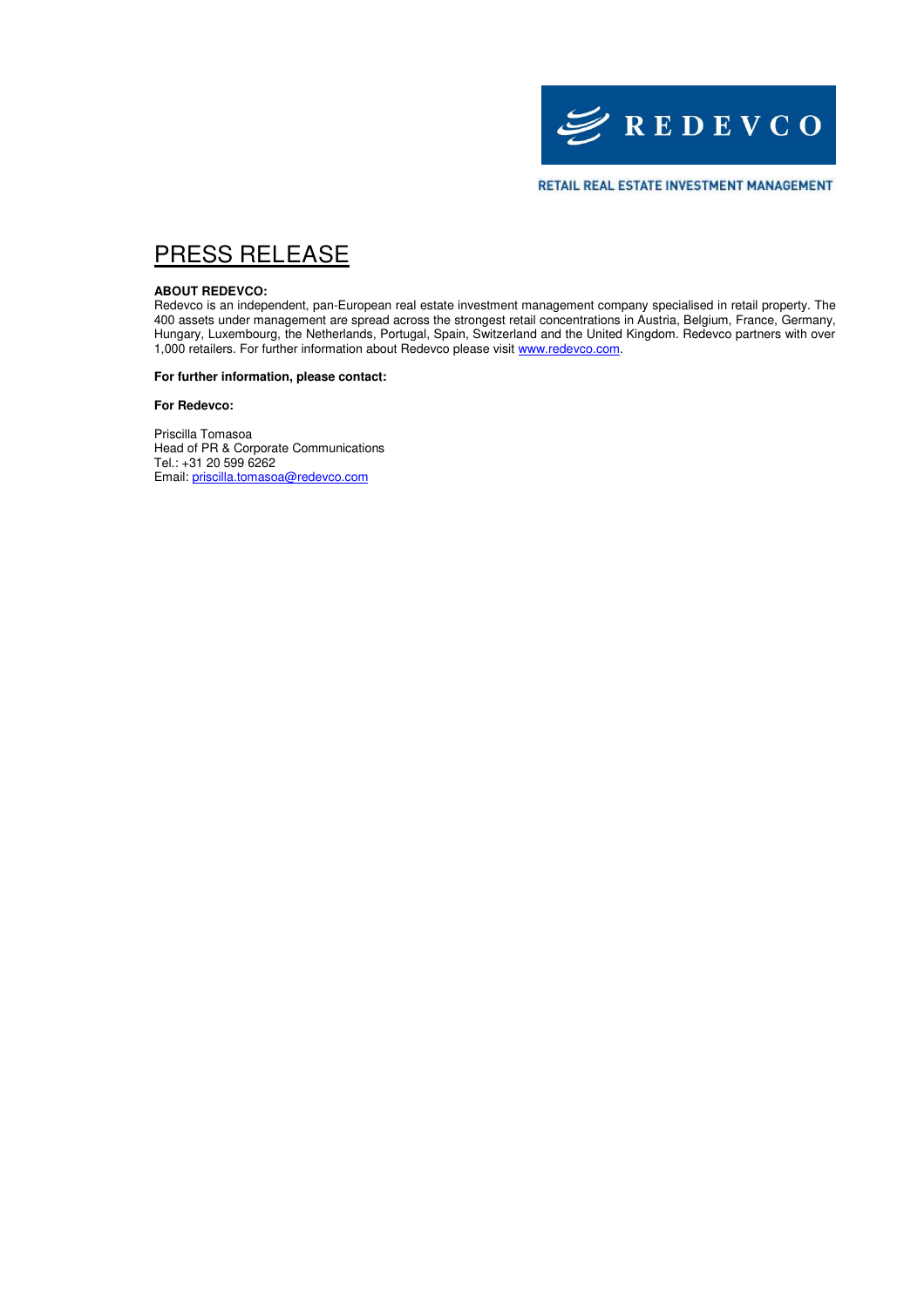REDEVCO

RETAIL REAL ESTATE INVESTMENT MANAGEMENT

# PRESS RELEASE

**ABOUT REDEVCO:**
Redevco is an independent, pan-European real estate investment management company specialised in retail property. The 400 assets under management are spread across the strongest retail concentrations in Austria, Belgium, France, Germany, Hungary, Luxembourg, the Netherlands, Portugal, Spain, Switzerland and the United Kingdom. Redevco partners with over 1,000 retailers. For further information about Redevco please visit www.redevco.com.

**For further information, please contact:**

**For Redevco:**

Priscilla Tomasoa
Head of PR & Corporate Communications
Tel.: +31 20 599 6262
Email: priscilla.tomasoa@redevco.com